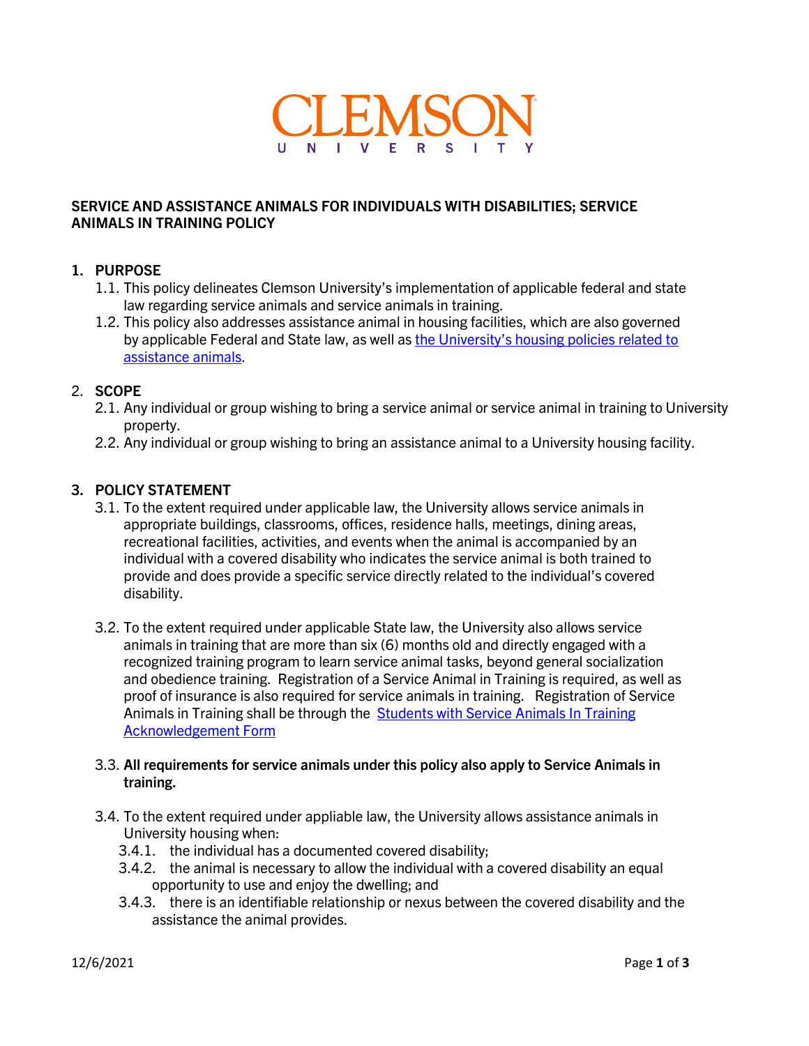CLEMSON

UNIVERSITY

## SERVICE AND ASSISTANCE ANIMALS FOR INDIVIDUALS WITH DISABILITIES; SERVICE ANIMALS IN TRAINING POLICY

### 1. PURPOSE

1.1. This policy delineates Clemson University's implementation of applicable federal and state law regarding service animals and service animals in training.

1.2. This policy also addresses assistance animal in housing facilities, which are also governed by applicable Federal and State law, as well as [the University's housing policies related to assistance animals](#).

### 2. SCOPE

2.1. Any individual or group wishing to bring a service animal or service animal in training to University property.

2.2. Any individual or group wishing to bring an assistance animal to a University housing facility.

### 3. POLICY STATEMENT

3.1. To the extent required under applicable law, the University allows service animals in appropriate buildings, classrooms, offices, residence halls, meetings, dining areas, recreational facilities, activities, and events when the animal is accompanied by an individual with a covered disability who indicates the service animal is both trained to provide and does provide a specific service directly related to the individual's covered disability.

3.2. To the extent required under applicable State law, the University also allows service animals in training that are more than six (6) months old and directly engaged with a recognized training program to learn service animal tasks, beyond general socialization and obedience training. Registration of a Service Animal in Training is required, as well as proof of insurance is also required for service animals in training. Registration of Service Animals in Training shall be through the [Students with Service Animals In Training Acknowledgement Form](#)

3.3. **All requirements for service animals under this policy also apply to Service Animals in training.**

3.4. To the extent required under appliable law, the University allows assistance animals in University housing when:

3.4.1. the individual has a documented covered disability;

3.4.2. the animal is necessary to allow the individual with a covered disability an equal opportunity to use and enjoy the dwelling; and

3.4.3. there is an identifiable relationship or nexus between the covered disability and the assistance the animal provides.

12/6/2021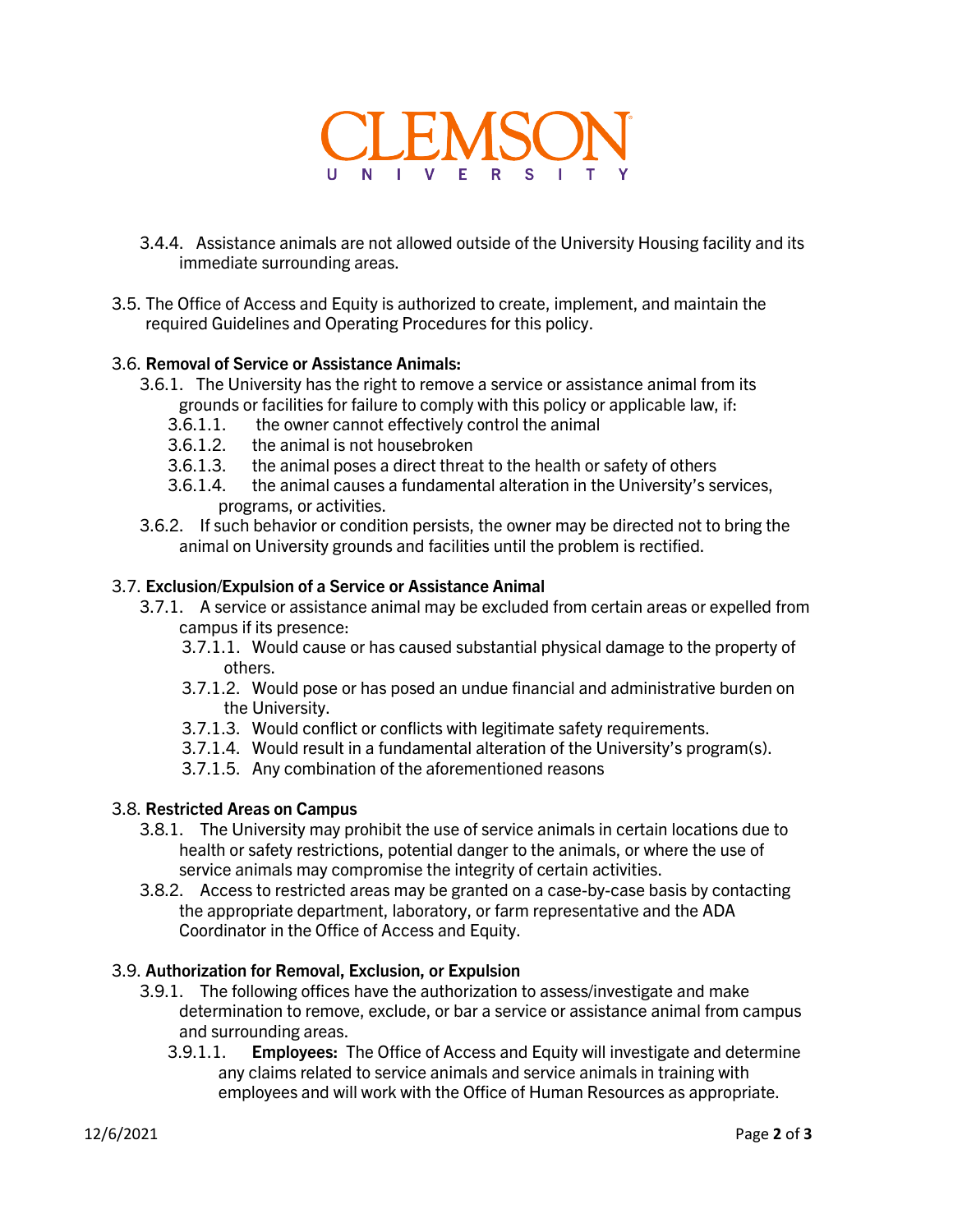3.4.4. Assistance animals are not allowed outside of the University Housing facility and its immediate surrounding areas.

3.5. The Office of Access and Equity is authorized to create, implement, and maintain the required Guidelines and Operating Procedures for this policy.

3.6. **Removal of Service or Assistance Animals:**

3.6.1. The University has the right to remove a service or assistance animal from its grounds or facilities for failure to comply with this policy or applicable law, if:

3.6.1.1. the owner cannot effectively control the animal

3.6.1.2. the animal is not housebroken

3.6.1.3. the animal poses a direct threat to the health or safety of others

3.6.1.4. the animal causes a fundamental alteration in the University's services, programs, or activities.

3.6.2. If such behavior or condition persists, the owner may be directed not to bring the animal on University grounds and facilities until the problem is rectified.

3.7. **Exclusion/Expulsion of a Service or Assistance Animal**

3.7.1. A service or assistance animal may be excluded from certain areas or expelled from campus if its presence:

3.7.1.1. Would cause or has caused substantial physical damage to the property of others.

3.7.1.2. Would pose or has posed an undue financial and administrative burden on the University.

3.7.1.3. Would conflict or conflicts with legitimate safety requirements.

3.7.1.4. Would result in a fundamental alteration of the University's program(s).

3.7.1.5. Any combination of the aforementioned reasons

3.8. **Restricted Areas on Campus**

3.8.1. The University may prohibit the use of service animals in certain locations due to health or safety restrictions, potential danger to the animals, or where the use of service animals may compromise the integrity of certain activities.

3.8.2. Access to restricted areas may be granted on a case-by-case basis by contacting the appropriate department, laboratory, or farm representative and the ADA Coordinator in the Office of Access and Equity.

3.9. **Authorization for Removal, Exclusion, or Expulsion**

3.9.1. The following offices have the authorization to assess/investigate and make determination to remove, exclude, or bar a service or assistance animal from campus and surrounding areas.

3.9.1.1. **Employees:** The Office of Access and Equity will investigate and determine any claims related to service animals and service animals in training with employees and will work with the Office of Human Resources as appropriate.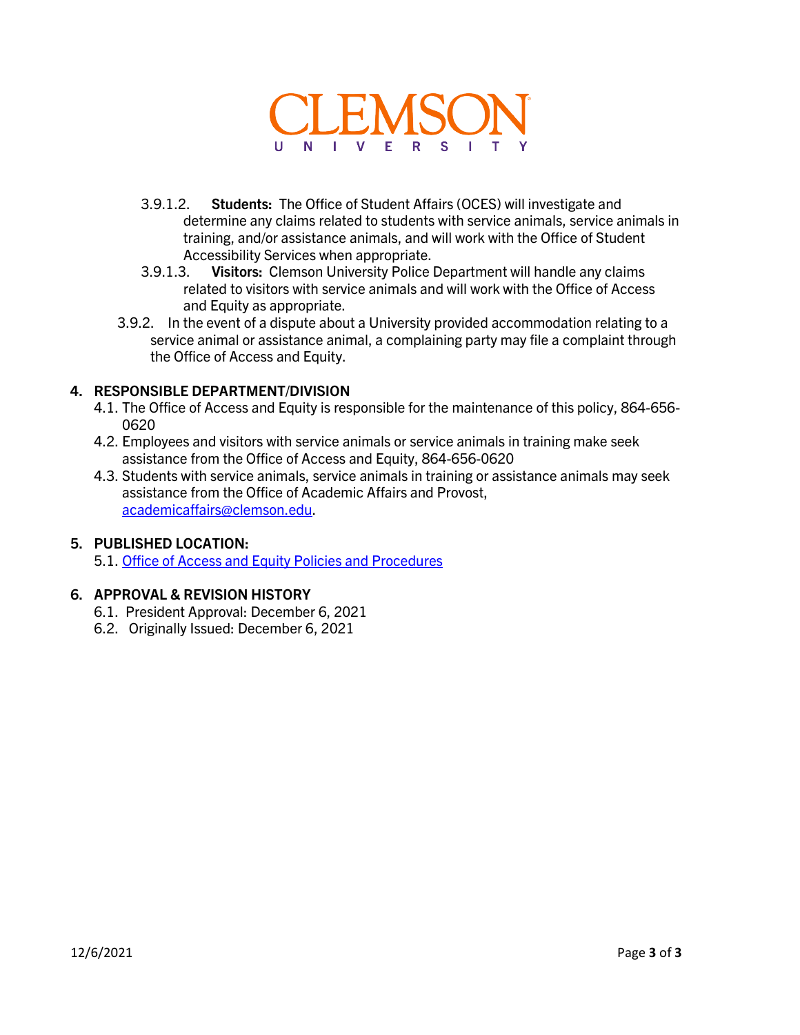3.9.1.2. **Students:** The Office of Student Affairs (OCES) will investigate and determine any claims related to students with service animals, service animals in training, and/or assistance animals, and will work with the Office of Student Accessibility Services when appropriate.

3.9.1.3. **Visitors:** Clemson University Police Department will handle any claims related to visitors with service animals and will work with the Office of Access and Equity as appropriate.

3.9.2. In the event of a dispute about a University provided accommodation relating to a service animal or assistance animal, a complaining party may file a complaint through the Office of Access and Equity.

## 4. RESPONSIBLE DEPARTMENT/DIVISION

4.1. The Office of Access and Equity is responsible for the maintenance of this policy, 864-656-0620

4.2. Employees and visitors with service animals or service animals in training make seek assistance from the Office of Access and Equity, 864-656-0620

4.3. Students with service animals, service animals in training or assistance animals may seek assistance from the Office of Academic Affairs and Provost, academicaffairs@clemson.edu.

## 5. PUBLISHED LOCATION:

5.1. Office of Access and Equity Policies and Procedures

## 6. APPROVAL & REVISION HISTORY

6.1. President Approval: December 6, 2021

6.2. Originally Issued: December 6, 2021